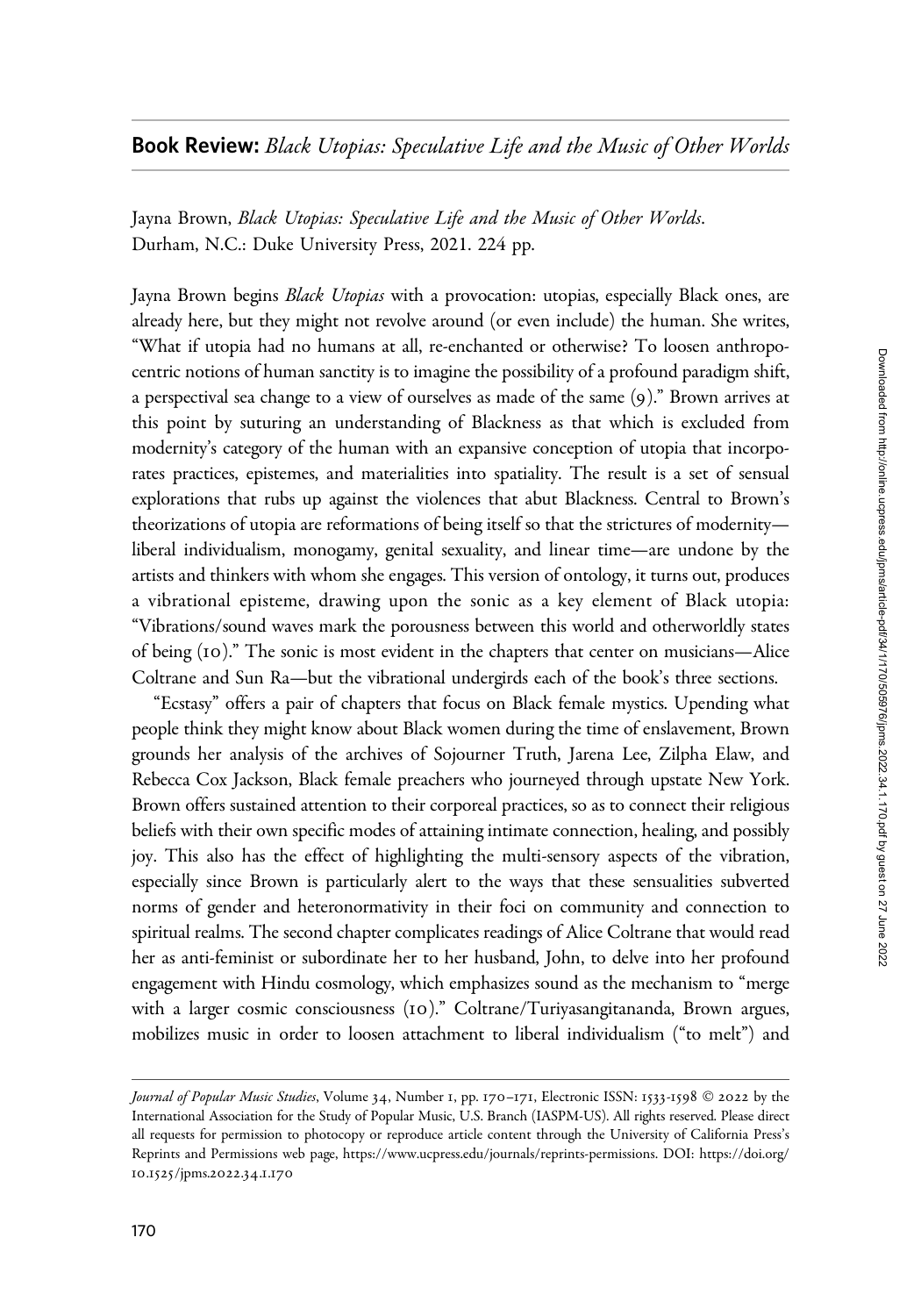## **Book Review:** *Black Utopias: Speculative Life and the Music of Other Worlds*

Jayna Brown, *Black Utopias: Speculative Life and the Music of Other Worlds*. Durham, N.C.: Duke University Press, 2021. 224 pp.

Jayna Brown begins *Black Utopias* with a provocation: utopias, especially Black ones, are already here, but they might not revolve around (or even include) the human. She writes, "What if utopia had no humans at all, re-enchanted or otherwise? To loosen anthropocentric notions of human sanctity is to imagine the possibility of a profound paradigm shift, a perspectival sea change to a view of ourselves as made of the same (9)." Brown arrives at this point by suturing an understanding of Blackness as that which is excluded from modernity's category of the human with an expansive conception of utopia that incorporates practices, epistemes, and materialities into spatiality. The result is a set of sensual explorations that rubs up against the violences that abut Blackness. Central to Brown's theorizations of utopia are reformations of being itself so that the strictures of modernity—liberal individualism, monogamy, genital sexuality, and linear time—are undone by the artists and thinkers with whom she engages. This version of ontology, it turns out, produces a vibrational episteme, drawing upon the sonic as a key element of Black utopia: "Vibrations/sound waves mark the porousness between this world and otherworldly states of being (10)." The sonic is most evident in the chapters that center on musicians—Alice Coltrane and Sun Ra—but the vibrational undergirds each of the book's three sections.

"Ecstasy" offers a pair of chapters that focus on Black female mystics. Upending what people think they might know about Black women during the time of enslavement, Brown grounds her analysis of the archives of Sojourner Truth, Jarena Lee, Zilpha Elaw, and Rebecca Cox Jackson, Black female preachers who journeyed through upstate New York. Brown offers sustained attention to their corporeal practices, so as to connect their religious beliefs with their own specific modes of attaining intimate connection, healing, and possibly joy. This also has the effect of highlighting the multi-sensory aspects of the vibration, especially since Brown is particularly alert to the ways that these sensualities subverted norms of gender and heteronormativity in their foci on community and connection to spiritual realms. The second chapter complicates readings of Alice Coltrane that would read her as anti-feminist or subordinate her to her husband, John, to delve into her profound engagement with Hindu cosmology, which emphasizes sound as the mechanism to "merge with a larger cosmic consciousness (10)." Coltrane/Turiyasangitananda, Brown argues, mobilizes music in order to loosen attachment to liberal individualism ("to melt") and

*Journal of Popular Music Studies*, Volume 34, Number 1, pp. 170–171, Electronic ISSN: 1533-1598 © 2022 by the International Association for the Study of Popular Music, U.S. Branch (IASPM-US). All rights reserved. Please direct all requests for permission to photocopy or reproduce article content through the University of California Press's Reprints and Permissions web page, https://www.ucpress.edu/journals/reprints-permissions. DOI: https://doi.org/10.1525/jpms.2022.34.1.170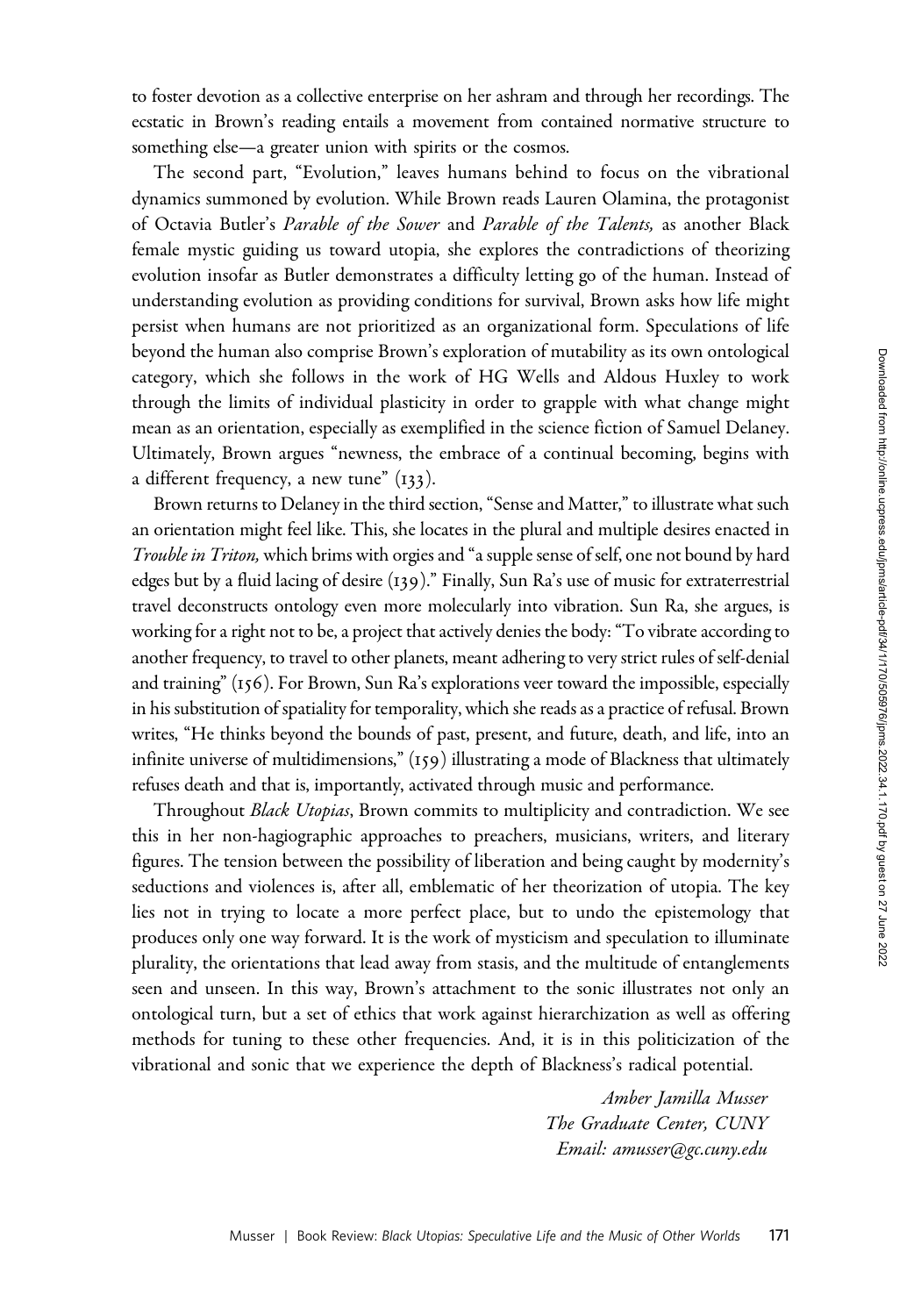to foster devotion as a collective enterprise on her ashram and through her recordings. The ecstatic in Brown's reading entails a movement from contained normative structure to something else—a greater union with spirits or the cosmos.

The second part, "Evolution," leaves humans behind to focus on the vibrational dynamics summoned by evolution. While Brown reads Lauren Olamina, the protagonist of Octavia Butler's *Parable of the Sower* and *Parable of the Talents,* as another Black female mystic guiding us toward utopia, she explores the contradictions of theorizing evolution insofar as Butler demonstrates a difficulty letting go of the human. Instead of understanding evolution as providing conditions for survival, Brown asks how life might persist when humans are not prioritized as an organizational form. Speculations of life beyond the human also comprise Brown's exploration of mutability as its own ontological category, which she follows in the work of HG Wells and Aldous Huxley to work through the limits of individual plasticity in order to grapple with what change might mean as an orientation, especially as exemplified in the science fiction of Samuel Delaney. Ultimately, Brown argues "newness, the embrace of a continual becoming, begins with a different frequency, a new tune" (133).

Brown returns to Delaney in the third section, "Sense and Matter," to illustrate what such an orientation might feel like. This, she locates in the plural and multiple desires enacted in *Trouble in Triton,* which brims with orgies and "a supple sense of self, one not bound by hard edges but by a fluid lacing of desire (139)." Finally, Sun Ra's use of music for extraterrestrial travel deconstructs ontology even more molecularly into vibration. Sun Ra, she argues, is working for a right not to be, a project that actively denies the body: "To vibrate according to another frequency, to travel to other planets, meant adhering to very strict rules of self-denial and training" (156). For Brown, Sun Ra's explorations veer toward the impossible, especially in his substitution of spatiality for temporality, which she reads as a practice of refusal. Brown writes, "He thinks beyond the bounds of past, present, and future, death, and life, into an infinite universe of multidimensions," (159) illustrating a mode of Blackness that ultimately refuses death and that is, importantly, activated through music and performance.

Throughout *Black Utopias*, Brown commits to multiplicity and contradiction. We see this in her non-hagiographic approaches to preachers, musicians, writers, and literary figures. The tension between the possibility of liberation and being caught by modernity's seductions and violences is, after all, emblematic of her theorization of utopia. The key lies not in trying to locate a more perfect place, but to undo the epistemology that produces only one way forward. It is the work of mysticism and speculation to illuminate plurality, the orientations that lead away from stasis, and the multitude of entanglements seen and unseen. In this way, Brown's attachment to the sonic illustrates not only an ontological turn, but a set of ethics that work against hierarchization as well as offering methods for tuning to these other frequencies. And, it is in this politicization of the vibrational and sonic that we experience the depth of Blackness's radical potential.

*Amber Jamilla Musser*
*The Graduate Center, CUNY*
*Email: amusser@gc.cuny.edu*